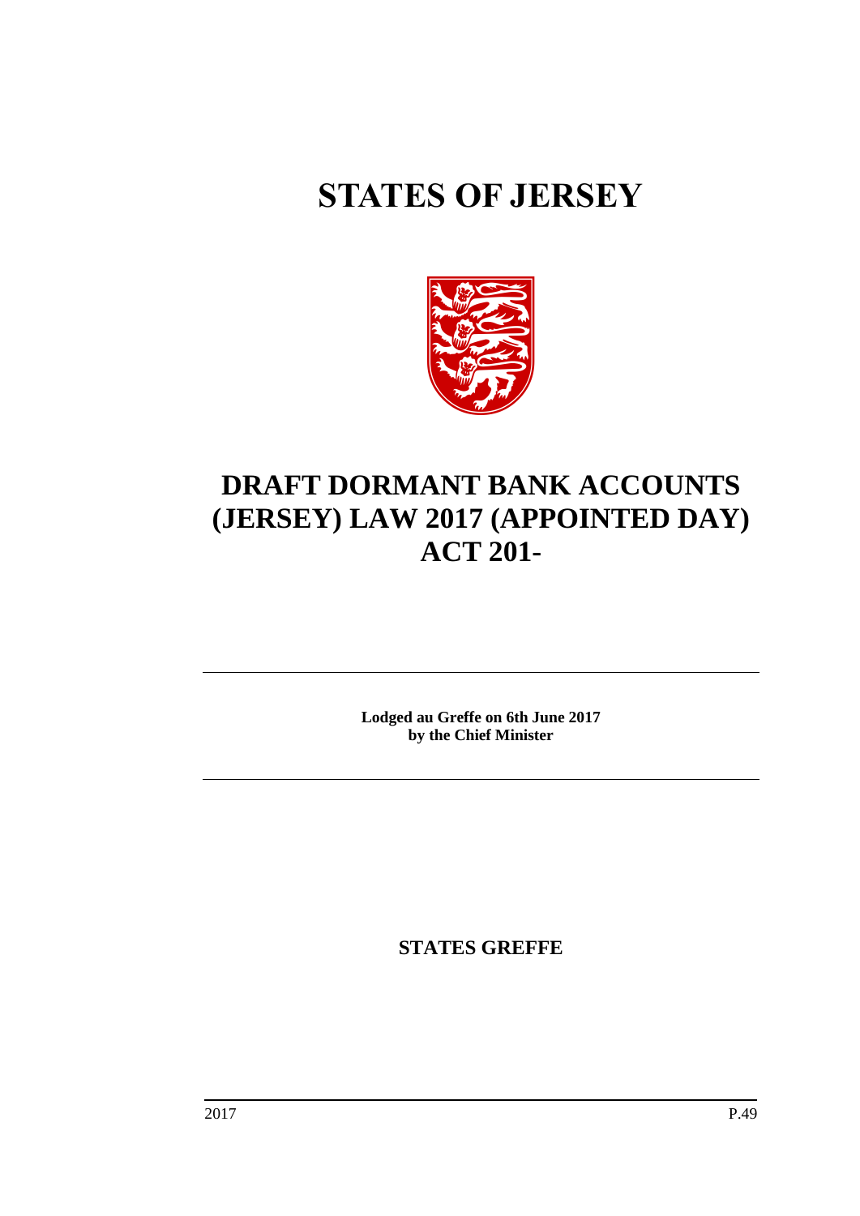# STATES OF JERSEY

# DRAFT DORMANT BANK ACCOUNTS (JERSEY) LAW 2017 (APPOINTED DAY) ACT 201-

**Lodged au Greffe on 6th June 2017**
**by the Chief Minister**

**STATES GREFFE**

2017 P.49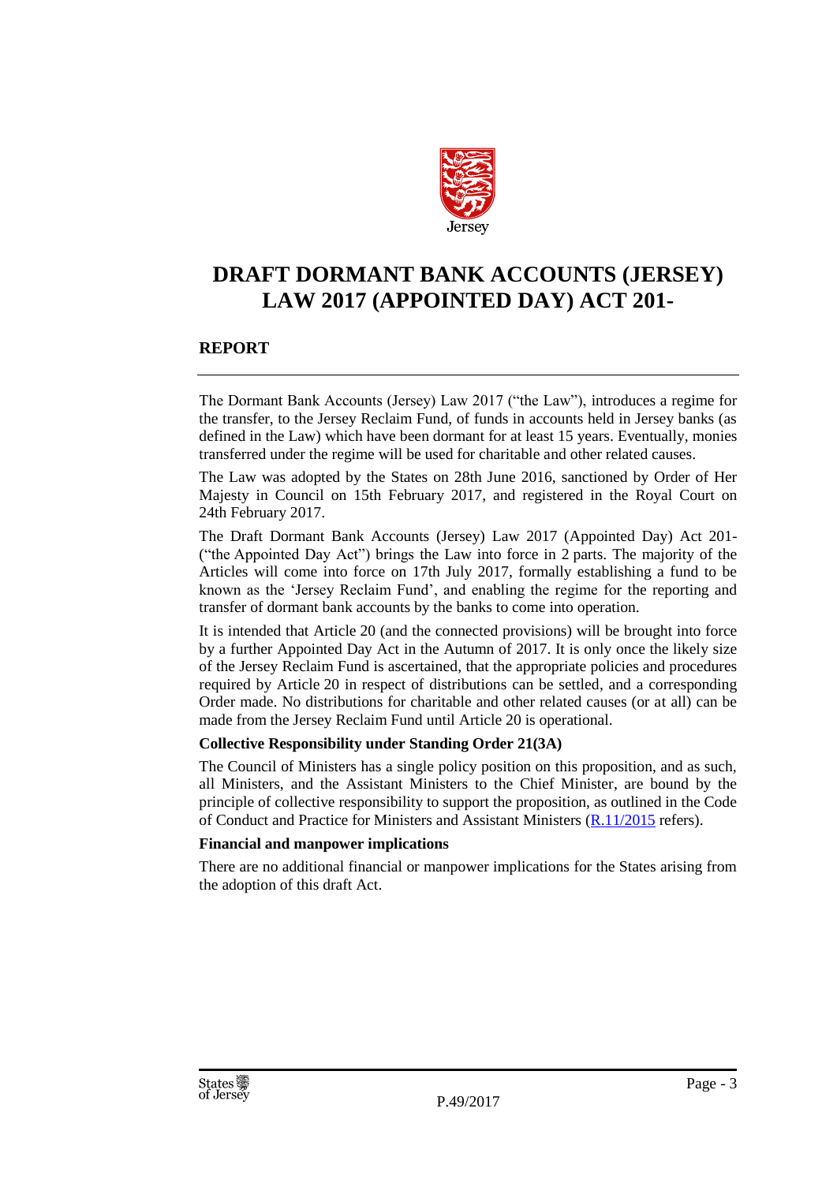# DRAFT DORMANT BANK ACCOUNTS (JERSEY) LAW 2017 (APPOINTED DAY) ACT 201-

## REPORT

The Dormant Bank Accounts (Jersey) Law 2017 ("the Law"), introduces a regime for the transfer, to the Jersey Reclaim Fund, of funds in accounts held in Jersey banks (as defined in the Law) which have been dormant for at least 15 years. Eventually, monies transferred under the regime will be used for charitable and other related causes.

The Law was adopted by the States on 28th June 2016, sanctioned by Order of Her Majesty in Council on 15th February 2017, and registered in the Royal Court on 24th February 2017.

The Draft Dormant Bank Accounts (Jersey) Law 2017 (Appointed Day) Act 201- ("the Appointed Day Act") brings the Law into force in 2 parts. The majority of the Articles will come into force on 17th July 2017, formally establishing a fund to be known as the 'Jersey Reclaim Fund', and enabling the regime for the reporting and transfer of dormant bank accounts by the banks to come into operation.

It is intended that Article 20 (and the connected provisions) will be brought into force by a further Appointed Day Act in the Autumn of 2017. It is only once the likely size of the Jersey Reclaim Fund is ascertained, that the appropriate policies and procedures required by Article 20 in respect of distributions can be settled, and a corresponding Order made. No distributions for charitable and other related causes (or at all) can be made from the Jersey Reclaim Fund until Article 20 is operational.

**Collective Responsibility under Standing Order 21(3A)**

The Council of Ministers has a single policy position on this proposition, and as such, all Ministers, and the Assistant Ministers to the Chief Minister, are bound by the principle of collective responsibility to support the proposition, as outlined in the Code of Conduct and Practice for Ministers and Assistant Ministers (R.11/2015 refers).

**Financial and manpower implications**

There are no additional financial or manpower implications for the States arising from the adoption of this draft Act.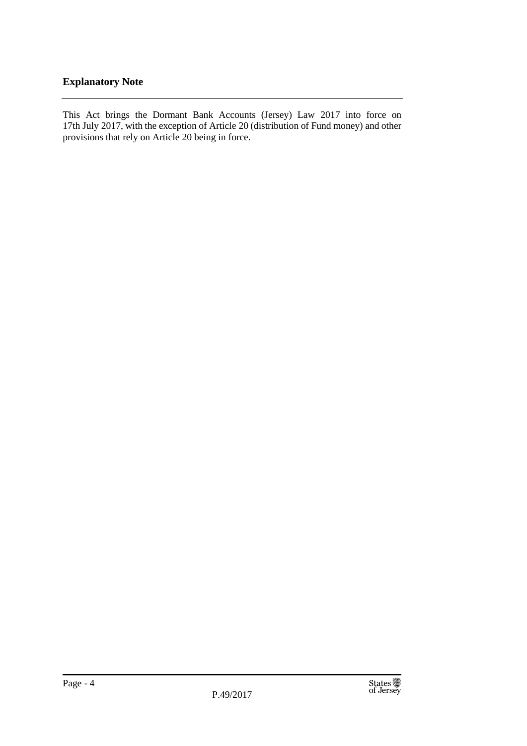## Explanatory Note

This Act brings the Dormant Bank Accounts (Jersey) Law 2017 into force on 17th July 2017, with the exception of Article 20 (distribution of Fund money) and other provisions that rely on Article 20 being in force.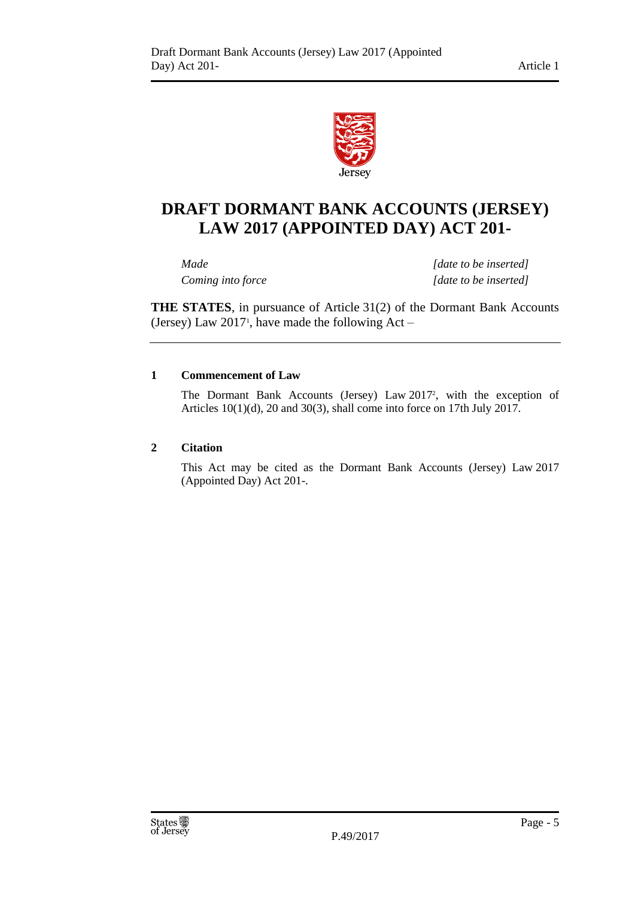# DRAFT DORMANT BANK ACCOUNTS (JERSEY) LAW 2017 (APPOINTED DAY) ACT 201-

| | |
|---|---|
| *Made* | *[date to be inserted]* |
| *Coming into force* | *[date to be inserted]* |

**THE STATES**, in pursuance of Article 31(2) of the Dormant Bank Accounts (Jersey) Law 2017[1], have made the following Act –

**1 Commencement of Law**

The Dormant Bank Accounts (Jersey) Law 2017[2], with the exception of Articles 10(1)(d), 20 and 30(3), shall come into force on 17th July 2017.

**2 Citation**

This Act may be cited as the Dormant Bank Accounts (Jersey) Law 2017 (Appointed Day) Act 201-.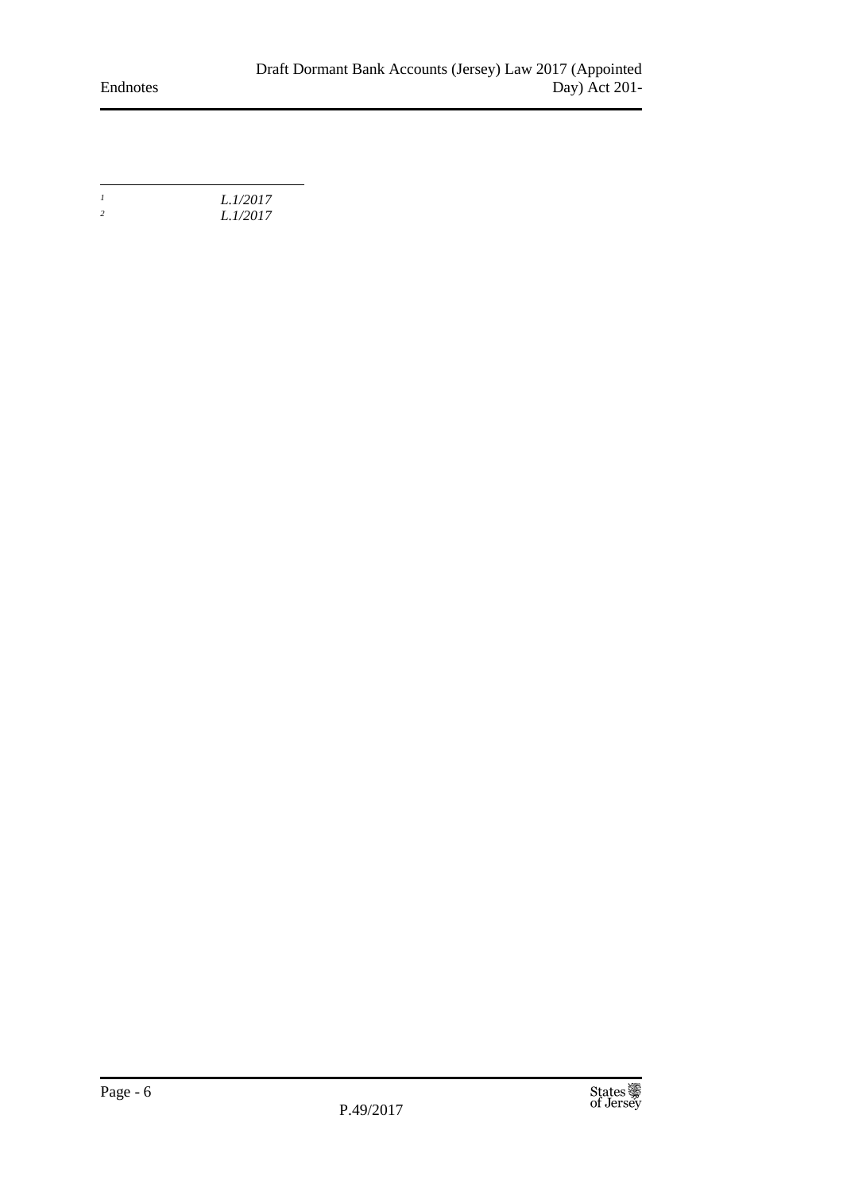[1] *L.1/2017*

[2] *L.1/2017*